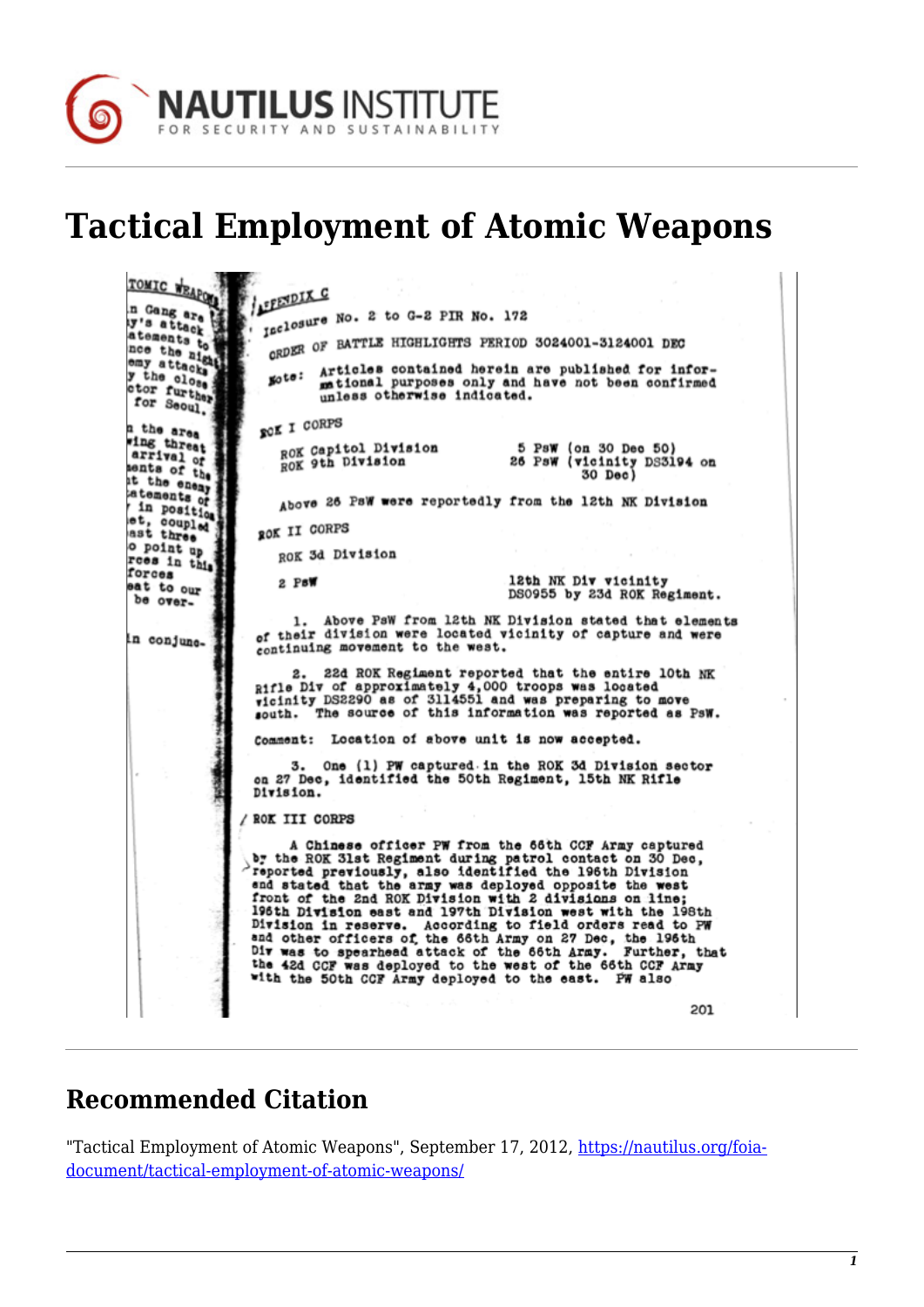# Tactical Employment of Atomic Weapons

ATOMIC WEAPONS

n Gang are
y's attack
atements to
nce the night
emy attacks
y the close
ctor further
for Seoul.

n the area
ving threat
arrival of
ents of the
t the enemy
atements of
in position
et, coupled
ast three
o point up
rces in this
forces
eat to our
be over-

n conjunc-

APPENDIX C

Inclosure No. 2 to G-2 PIR No. 172

ORDER OF BATTLE HIGHLIGHTS PERIOD 3024001-3124001 DEC

Note: Articles contained herein are published for informational purposes only and have not been confirmed unless otherwise indicated.

ROK I CORPS

| | |
|---|---|
| ROK Capitol Division | 5 PsW (on 30 Dec 50) |
| ROK 9th Division | 26 PsW (vicinity DS3194 on 30 Dec) |

Above 26 PsW were reportedly from the 12th NK Division

ROK II CORPS

ROK 3d Division

| | |
|---|---|
| 2 PsW | 12th NK Div vicinity DS0955 by 23d ROK Regiment. |

1. Above PsW from 12th NK Division stated that elements of their division were located vicinity of capture and were continuing movement to the west.

2. 22d ROK Regiment reported that the entire 10th NK Rifle Div of approximately 4,000 troops was located vicinity DS2290 as of 311455I and was preparing to move south. The source of this information was reported as PsW.

Comment: Location of above unit is now accepted.

3. One (1) PW captured in the ROK 3d Division sector on 27 Dec, identified the 50th Regiment, 15th NK Rifle Division.

ROK III CORPS

A Chinese officer PW from the 66th CCF Army captured by the ROK 31st Regiment during patrol contact on 30 Dec, reported previously, also identified the 196th Division and stated that the army was deployed opposite the west front of the 2nd ROK Division with 2 divisions on line; 196th Division east and 197th Division west with the 198th Division in reserve. According to field orders read to PW and other officers of the 66th Army on 27 Dec, the 196th Div was to spearhead attack of the 66th Army. Further, that the 42d CCF was deployed to the west of the 66th CCF Army with the 50th CCF Army deployed to the east. PW also

201

## Recommended Citation

"Tactical Employment of Atomic Weapons", September 17, 2012, https://nautilus.org/foia-document/tactical-employment-of-atomic-weapons/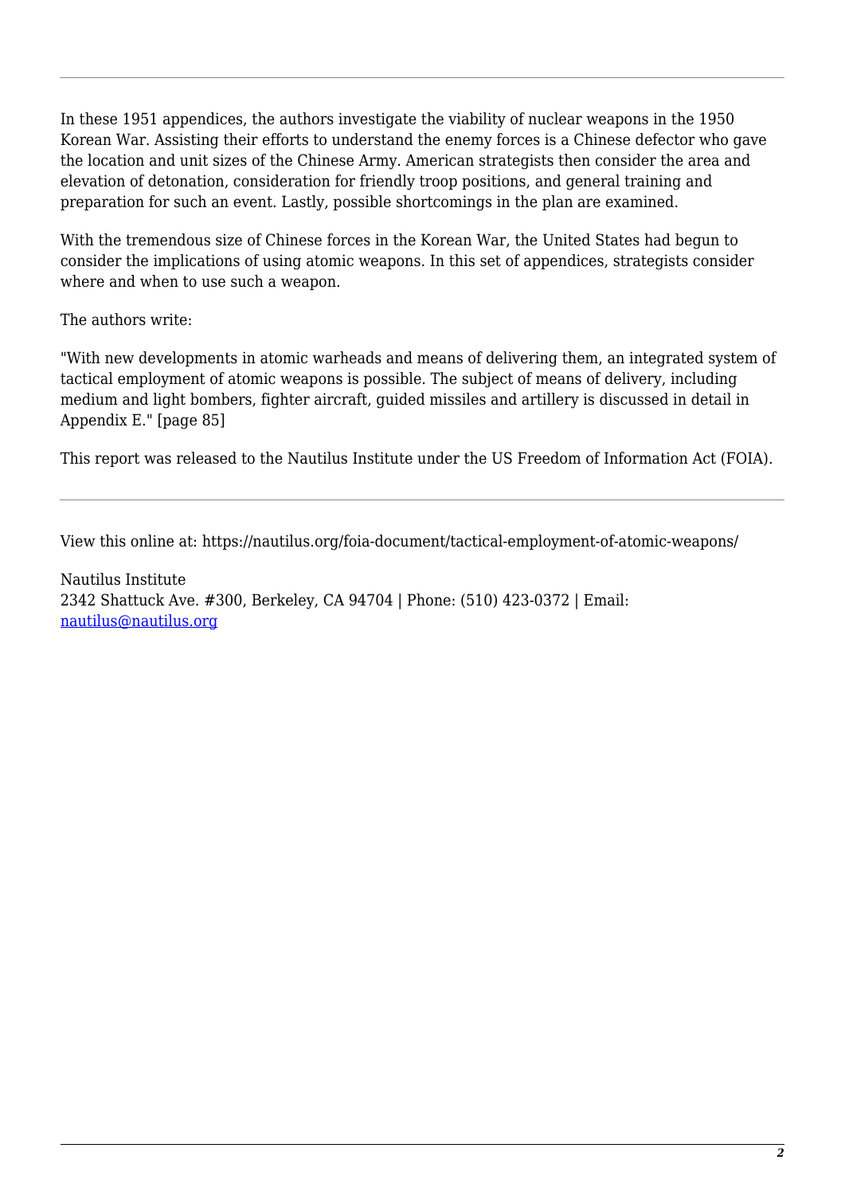In these 1951 appendices, the authors investigate the viability of nuclear weapons in the 1950 Korean War. Assisting their efforts to understand the enemy forces is a Chinese defector who gave the location and unit sizes of the Chinese Army. American strategists then consider the area and elevation of detonation, consideration for friendly troop positions, and general training and preparation for such an event. Lastly, possible shortcomings in the plan are examined.

With the tremendous size of Chinese forces in the Korean War, the United States had begun to consider the implications of using atomic weapons. In this set of appendices, strategists consider where and when to use such a weapon.

The authors write:

"With new developments in atomic warheads and means of delivering them, an integrated system of tactical employment of atomic weapons is possible. The subject of means of delivery, including medium and light bombers, fighter aircraft, guided missiles and artillery is discussed in detail in Appendix E." [page 85]

This report was released to the Nautilus Institute under the US Freedom of Information Act (FOIA).

---

View this online at: https://nautilus.org/foia-document/tactical-employment-of-atomic-weapons/

Nautilus Institute
2342 Shattuck Ave. #300, Berkeley, CA 94704 | Phone: (510) 423-0372 | Email: nautilus@nautilus.org